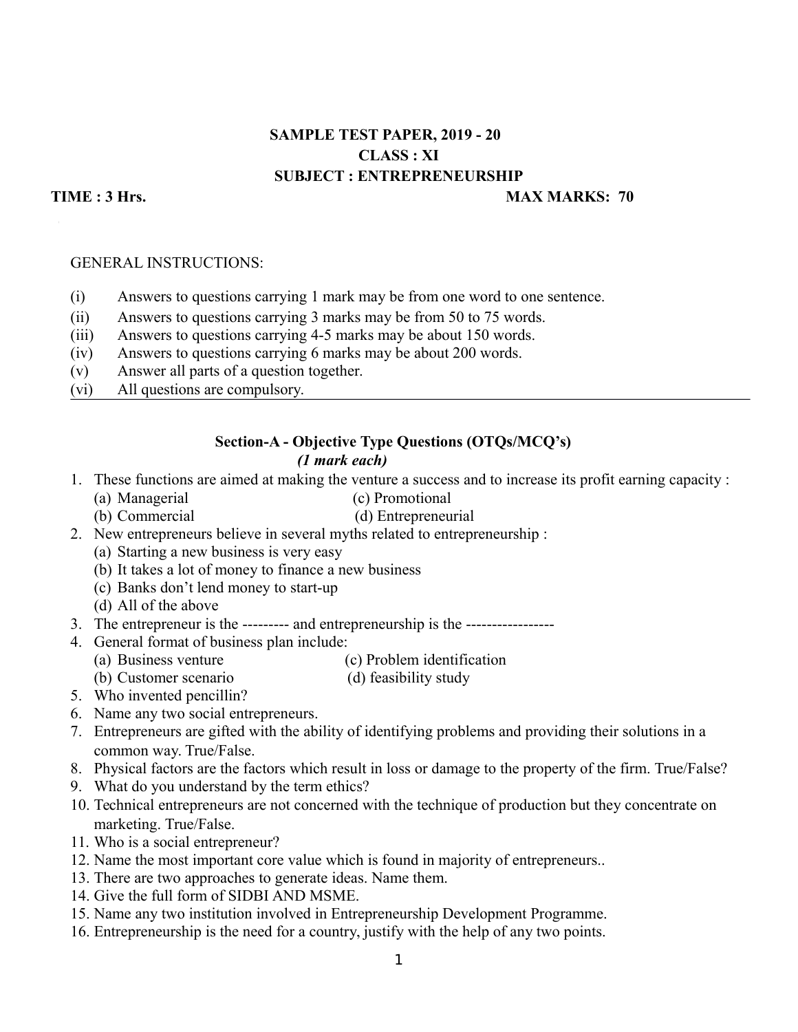**SAMPLE TEST PAPER, 2019 - 20**
**CLASS : XI**
**SUBJECT : ENTREPRENEURSHIP**

**TIME : 3 Hrs.** **MAX MARKS: 70**

GENERAL INSTRUCTIONS:

(i) Answers to questions carrying 1 mark may be from one word to one sentence.
(ii) Answers to questions carrying 3 marks may be from 50 to 75 words.
(iii) Answers to questions carrying 4-5 marks may be about 150 words.
(iv) Answers to questions carrying 6 marks may be about 200 words.
(v) Answer all parts of a question together.
(vi) All questions are compulsory.

---

## Section-A - Objective Type Questions (OTQs/MCQ's)

***(1 mark each)***

1. These functions are aimed at making the venture a success and to increase its profit earning capacity :
   (a) Managerial (c) Promotional
   (b) Commercial (d) Entrepreneurial
2. New entrepreneurs believe in several myths related to entrepreneurship :
   (a) Starting a new business is very easy
   (b) It takes a lot of money to finance a new business
   (c) Banks don't lend money to start-up
   (d) All of the above
3. The entrepreneur is the --------- and entrepreneurship is the -----------------
4. General format of business plan include:
   (a) Business venture (c) Problem identification
   (b) Customer scenario (d) feasibility study
5. Who invented pencillin?
6. Name any two social entrepreneurs.
7. Entrepreneurs are gifted with the ability of identifying problems and providing their solutions in a common way. True/False.
8. Physical factors are the factors which result in loss or damage to the property of the firm. True/False?
9. What do you understand by the term ethics?
10. Technical entrepreneurs are not concerned with the technique of production but they concentrate on marketing. True/False.
11. Who is a social entrepreneur?
12. Name the most important core value which is found in majority of entrepreneurs..
13. There are two approaches to generate ideas. Name them.
14. Give the full form of SIDBI AND MSME.
15. Name any two institution involved in Entrepreneurship Development Programme.
16. Entrepreneurship is the need for a country, justify with the help of any two points.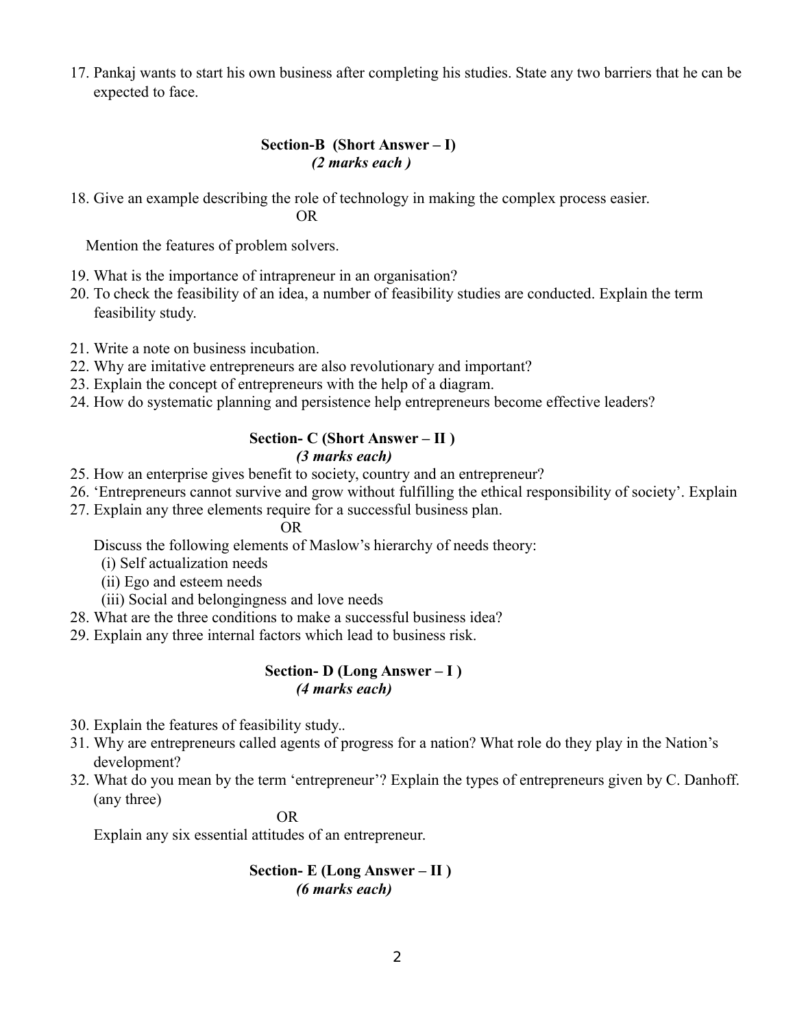17. Pankaj wants to start his own business after completing his studies. State any two barriers that he can be expected to face.

### Section-B (Short Answer – I)
***(2 marks each )***

18. Give an example describing the role of technology in making the complex process easier.

    OR

    Mention the features of problem solvers.

19. What is the importance of intrapreneur in an organisation?
20. To check the feasibility of an idea, a number of feasibility studies are conducted. Explain the term feasibility study.
21. Write a note on business incubation.
22. Why are imitative entrepreneurs are also revolutionary and important?
23. Explain the concept of entrepreneurs with the help of a diagram.
24. How do systematic planning and persistence help entrepreneurs become effective leaders?

### Section- C (Short Answer – II )
***(3 marks each)***

25. How an enterprise gives benefit to society, country and an entrepreneur?
26. 'Entrepreneurs cannot survive and grow without fulfilling the ethical responsibility of society'. Explain
27. Explain any three elements require for a successful business plan.

    OR

    Discuss the following elements of Maslow's hierarchy of needs theory:

    (i) Self actualization needs

    (ii) Ego and esteem needs

    (iii) Social and belongingness and love needs

28. What are the three conditions to make a successful business idea?
29. Explain any three internal factors which lead to business risk.

### Section- D (Long Answer – I )
***(4 marks each)***

30. Explain the features of feasibility study..
31. Why are entrepreneurs called agents of progress for a nation? What role do they play in the Nation's development?
32. What do you mean by the term 'entrepreneur'? Explain the types of entrepreneurs given by C. Danhoff. (any three)

    OR

    Explain any six essential attitudes of an entrepreneur.

### Section- E (Long Answer – II )
***(6 marks each)***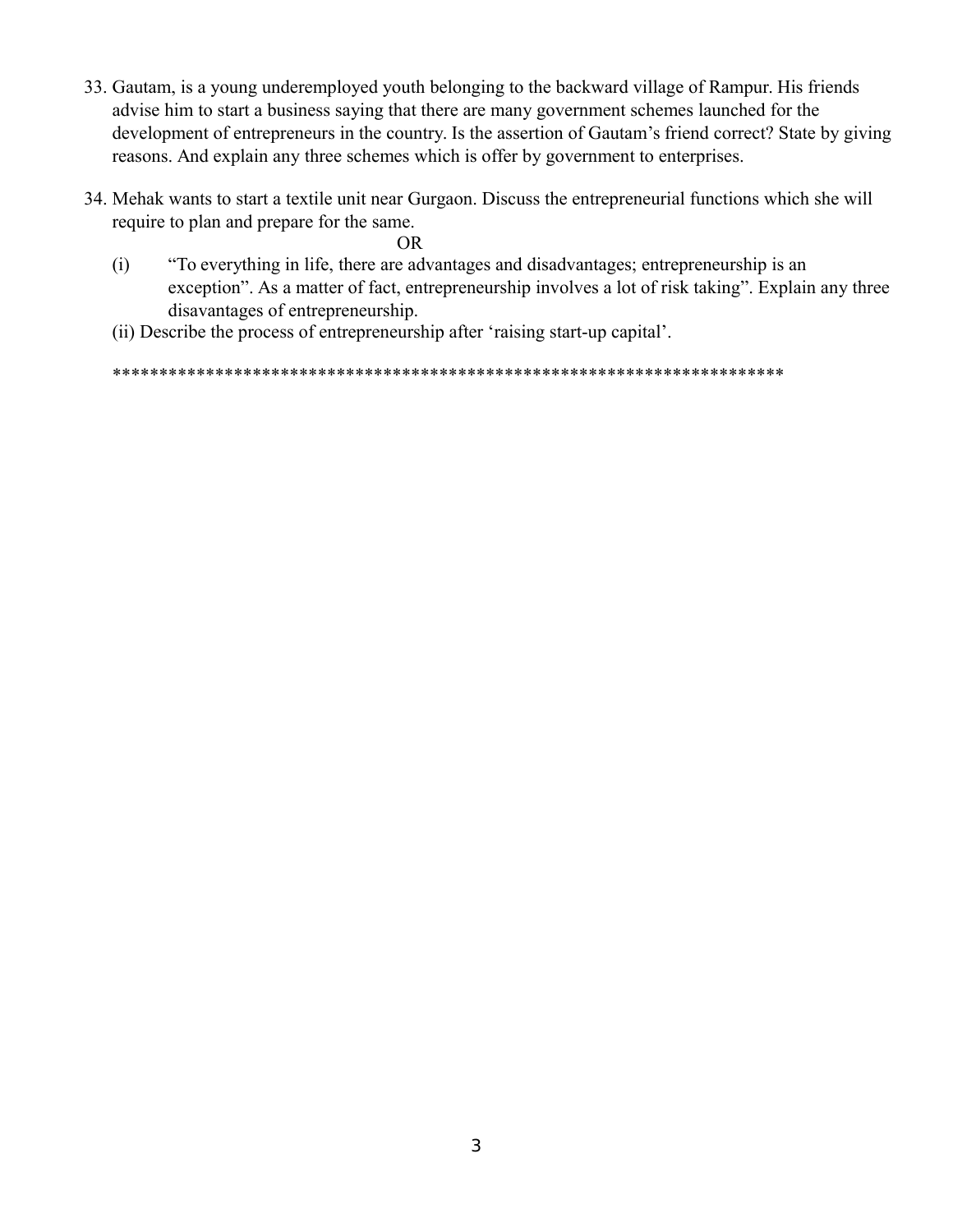33. Gautam, is a young underemployed youth belonging to the backward village of Rampur. His friends advise him to start a business saying that there are many government schemes launched for the development of entrepreneurs in the country. Is the assertion of Gautam's friend correct? State by giving reasons. And explain any three schemes which is offer by government to enterprises.

34. Mehak wants to start a textile unit near Gurgaon. Discuss the entrepreneurial functions which she will require to plan and prepare for the same.

OR

(i) "To everything in life, there are advantages and disadvantages; entrepreneurship is an exception". As a matter of fact, entrepreneurship involves a lot of risk taking". Explain any three disavantages of entrepreneurship.

(ii) Describe the process of entrepreneurship after 'raising start-up capital'.

************************************************************************